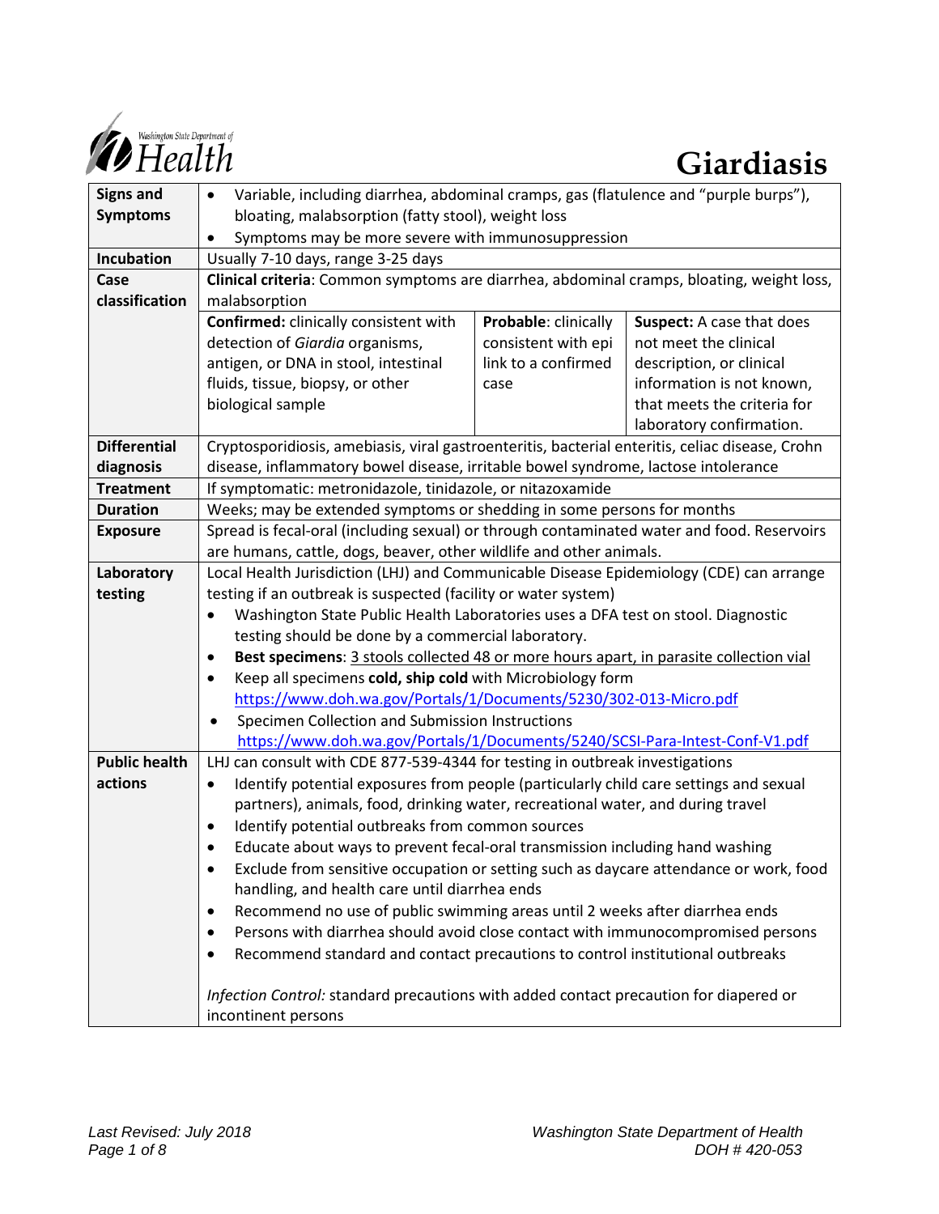# Giardiasis

| | |
|---|---|
| **Signs and Symptoms** | • Variable, including diarrhea, abdominal cramps, gas (flatulence and "purple burps"), bloating, malabsorption (fatty stool), weight loss<br>• Symptoms may be more severe with immunosuppression |
| **Incubation** | Usually 7-10 days, range 3-25 days |
| **Case classification** | **Clinical criteria**: Common symptoms are diarrhea, abdominal cramps, bloating, weight loss, malabsorption<br>**Confirmed:** clinically consistent with detection of *Giardia* organisms, antigen, or DNA in stool, intestinal fluids, tissue, biopsy, or other biological sample<br>**Probable**: clinically consistent with epi link to a confirmed case<br>**Suspect:** A case that does not meet the clinical description, or clinical information is not known, that meets the criteria for laboratory confirmation. |
| **Differential diagnosis** | Cryptosporidiosis, amebiasis, viral gastroenteritis, bacterial enteritis, celiac disease, Crohn disease, inflammatory bowel disease, irritable bowel syndrome, lactose intolerance |
| **Treatment** | If symptomatic: metronidazole, tinidazole, or nitazoxamide |
| **Duration** | Weeks; may be extended symptoms or shedding in some persons for months |
| **Exposure** | Spread is fecal-oral (including sexual) or through contaminated water and food. Reservoirs are humans, cattle, dogs, beaver, other wildlife and other animals. |
| **Laboratory testing** | Local Health Jurisdiction (LHJ) and Communicable Disease Epidemiology (CDE) can arrange testing if an outbreak is suspected (facility or water system)<br>• Washington State Public Health Laboratories uses a DFA test on stool. Diagnostic testing should be done by a commercial laboratory.<br>• **Best specimens**: 3 stools collected 48 or more hours apart, in parasite collection vial<br>• Keep all specimens **cold, ship cold** with Microbiology form https://www.doh.wa.gov/Portals/1/Documents/5230/302-013-Micro.pdf<br>• Specimen Collection and Submission Instructions https://www.doh.wa.gov/Portals/1/Documents/5240/SCSI-Para-Intest-Conf-V1.pdf |
| **Public health actions** | LHJ can consult with CDE 877-539-4344 for testing in outbreak investigations<br>• Identify potential exposures from people (particularly child care settings and sexual partners), animals, food, drinking water, recreational water, and during travel<br>• Identify potential outbreaks from common sources<br>• Educate about ways to prevent fecal-oral transmission including hand washing<br>• Exclude from sensitive occupation or setting such as daycare attendance or work, food handling, and health care until diarrhea ends<br>• Recommend no use of public swimming areas until 2 weeks after diarrhea ends<br>• Persons with diarrhea should avoid close contact with immunocompromised persons<br>• Recommend standard and contact precautions to control institutional outbreaks<br><br>*Infection Control:* standard precautions with added contact precaution for diapered or incontinent persons |

Last Revised: July 2018

Washington State Department of Health
DOH # 420-053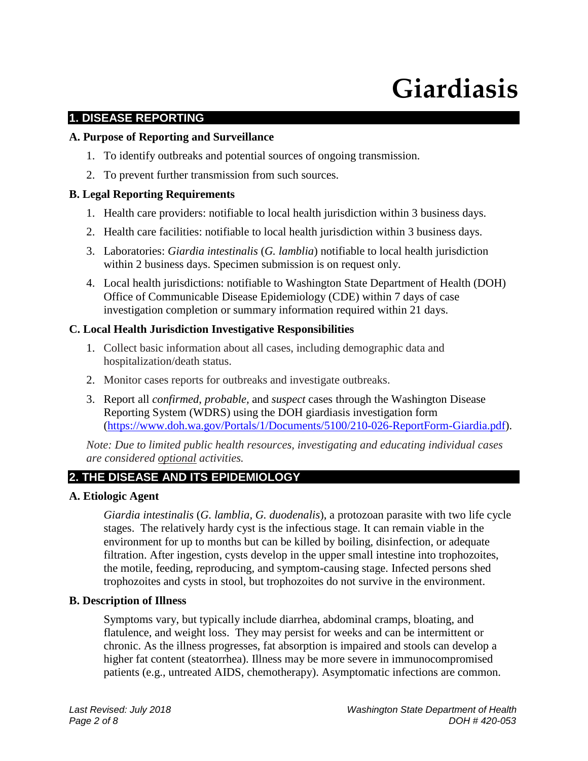# Giardiasis

## 1. DISEASE REPORTING

### A. Purpose of Reporting and Surveillance

1. To identify outbreaks and potential sources of ongoing transmission.
2. To prevent further transmission from such sources.

### B. Legal Reporting Requirements

1. Health care providers: notifiable to local health jurisdiction within 3 business days.
2. Health care facilities: notifiable to local health jurisdiction within 3 business days.
3. Laboratories: *Giardia intestinalis* (*G. lamblia*) notifiable to local health jurisdiction within 2 business days. Specimen submission is on request only.
4. Local health jurisdictions: notifiable to Washington State Department of Health (DOH) Office of Communicable Disease Epidemiology (CDE) within 7 days of case investigation completion or summary information required within 21 days.

### C. Local Health Jurisdiction Investigative Responsibilities

1. Collect basic information about all cases, including demographic data and hospitalization/death status.
2. Monitor cases reports for outbreaks and investigate outbreaks.
3. Report all *confirmed*, *probable*, and *suspect* cases through the Washington Disease Reporting System (WDRS) using the DOH giardiasis investigation form (https://www.doh.wa.gov/Portals/1/Documents/5100/210-026-ReportForm-Giardia.pdf).

*Note: Due to limited public health resources, investigating and educating individual cases are considered optional activities.*

## 2. THE DISEASE AND ITS EPIDEMIOLOGY

### A. Etiologic Agent

*Giardia intestinalis* (*G. lamblia, G. duodenalis*), a protozoan parasite with two life cycle stages. The relatively hardy cyst is the infectious stage. It can remain viable in the environment for up to months but can be killed by boiling, disinfection, or adequate filtration. After ingestion, cysts develop in the upper small intestine into trophozoites, the motile, feeding, reproducing, and symptom-causing stage. Infected persons shed trophozoites and cysts in stool, but trophozoites do not survive in the environment.

### B. Description of Illness

Symptoms vary, but typically include diarrhea, abdominal cramps, bloating, and flatulence, and weight loss. They may persist for weeks and can be intermittent or chronic. As the illness progresses, fat absorption is impaired and stools can develop a higher fat content (steatorrhea). Illness may be more severe in immunocompromised patients (e.g., untreated AIDS, chemotherapy). Asymptomatic infections are common.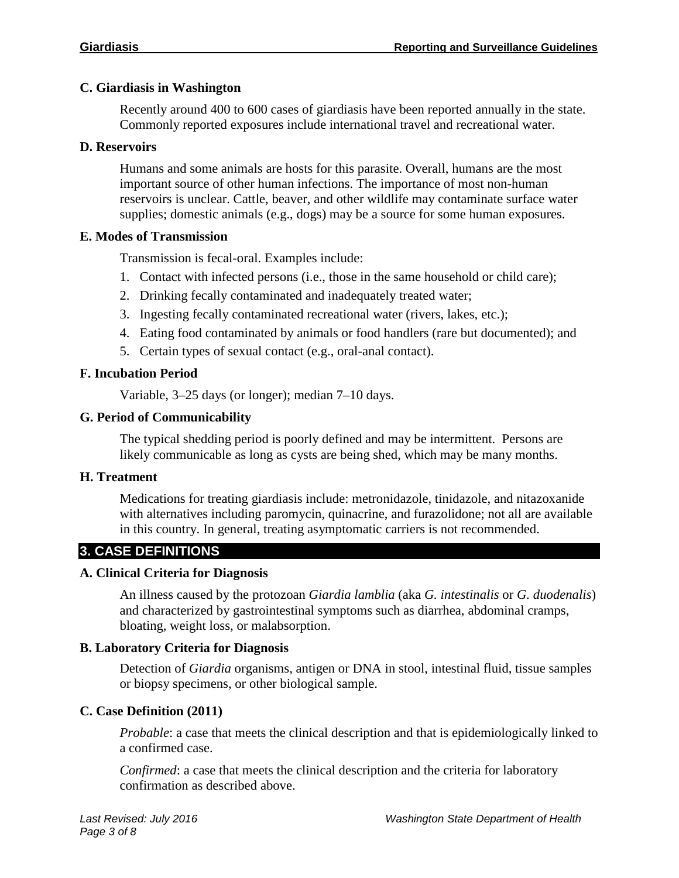### C. Giardiasis in Washington

Recently around 400 to 600 cases of giardiasis have been reported annually in the state. Commonly reported exposures include international travel and recreational water.

### D. Reservoirs

Humans and some animals are hosts for this parasite. Overall, humans are the most important source of other human infections. The importance of most non-human reservoirs is unclear. Cattle, beaver, and other wildlife may contaminate surface water supplies; domestic animals (e.g., dogs) may be a source for some human exposures.

### E. Modes of Transmission

Transmission is fecal-oral. Examples include:

1. Contact with infected persons (i.e., those in the same household or child care);
2. Drinking fecally contaminated and inadequately treated water;
3. Ingesting fecally contaminated recreational water (rivers, lakes, etc.);
4. Eating food contaminated by animals or food handlers (rare but documented); and
5. Certain types of sexual contact (e.g., oral-anal contact).

### F. Incubation Period

Variable, 3–25 days (or longer); median 7–10 days.

### G. Period of Communicability

The typical shedding period is poorly defined and may be intermittent. Persons are likely communicable as long as cysts are being shed, which may be many months.

### H. Treatment

Medications for treating giardiasis include: metronidazole, tinidazole, and nitazoxanide with alternatives including paromycin, quinacrine, and furazolidone; not all are available in this country. In general, treating asymptomatic carriers is not recommended.

## 3. CASE DEFINITIONS

### A. Clinical Criteria for Diagnosis

An illness caused by the protozoan *Giardia lamblia* (aka *G. intestinalis* or *G. duodenalis*) and characterized by gastrointestinal symptoms such as diarrhea, abdominal cramps, bloating, weight loss, or malabsorption.

### B. Laboratory Criteria for Diagnosis

Detection of *Giardia* organisms, antigen or DNA in stool, intestinal fluid, tissue samples or biopsy specimens, or other biological sample.

### C. Case Definition (2011)

*Probable*: a case that meets the clinical description and that is epidemiologically linked to a confirmed case.

*Confirmed*: a case that meets the clinical description and the criteria for laboratory confirmation as described above.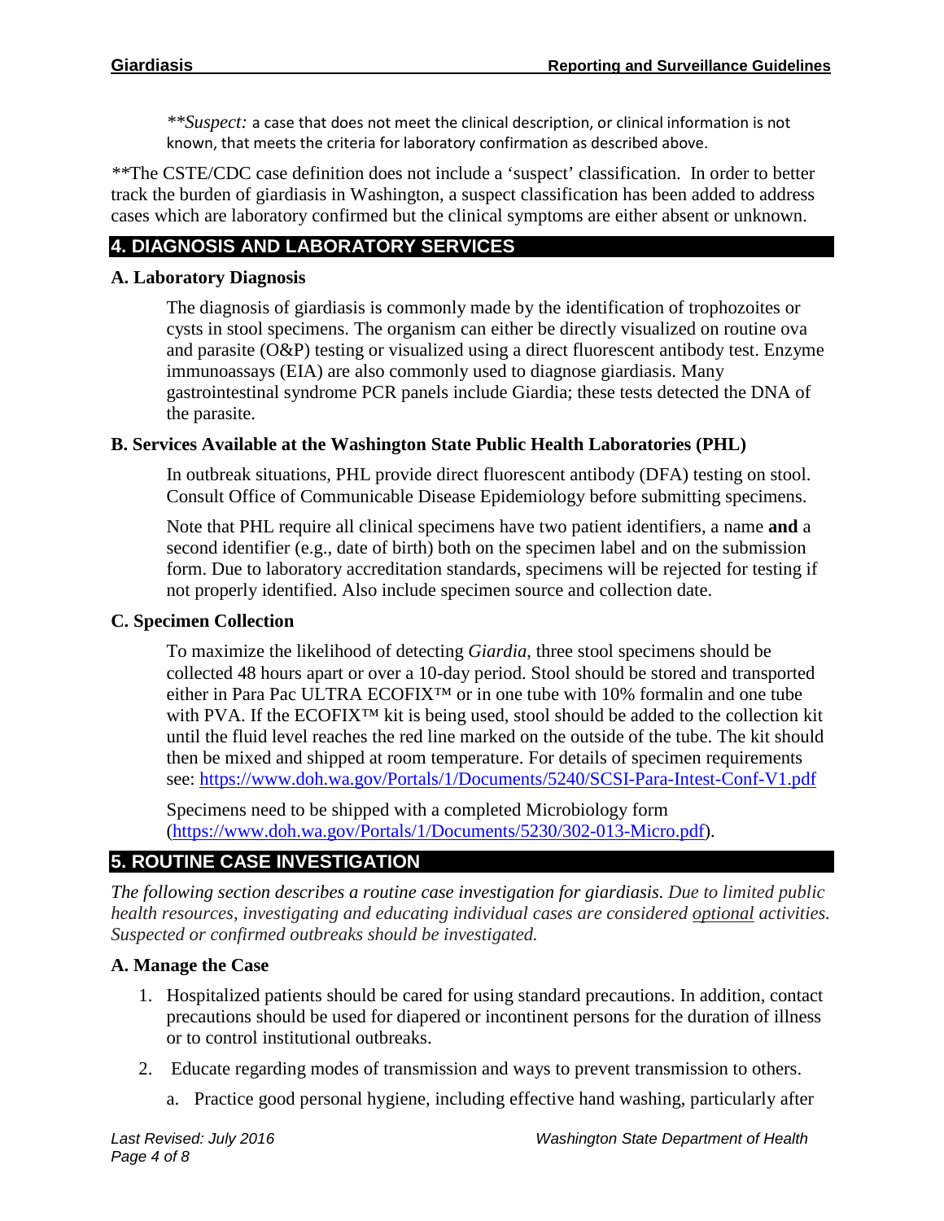*\*\*Suspect:* a case that does not meet the clinical description, or clinical information is not known, that meets the criteria for laboratory confirmation as described above.

*\*\*The CSTE/CDC case definition does not include a 'suspect' classification. In order to better track the burden of giardiasis in Washington, a suspect classification has been added to address cases which are laboratory confirmed but the clinical symptoms are either absent or unknown.

## 4. DIAGNOSIS AND LABORATORY SERVICES

### A. Laboratory Diagnosis

The diagnosis of giardiasis is commonly made by the identification of trophozoites or cysts in stool specimens. The organism can either be directly visualized on routine ova and parasite (O&P) testing or visualized using a direct fluorescent antibody test. Enzyme immunoassays (EIA) are also commonly used to diagnose giardiasis. Many gastrointestinal syndrome PCR panels include Giardia; these tests detected the DNA of the parasite.

### B. Services Available at the Washington State Public Health Laboratories (PHL)

In outbreak situations, PHL provide direct fluorescent antibody (DFA) testing on stool. Consult Office of Communicable Disease Epidemiology before submitting specimens.

Note that PHL require all clinical specimens have two patient identifiers, a name **and** a second identifier (e.g., date of birth) both on the specimen label and on the submission form. Due to laboratory accreditation standards, specimens will be rejected for testing if not properly identified. Also include specimen source and collection date.

### C. Specimen Collection

To maximize the likelihood of detecting *Giardia*, three stool specimens should be collected 48 hours apart or over a 10-day period. Stool should be stored and transported either in Para Pac ULTRA ECOFIX™ or in one tube with 10% formalin and one tube with PVA. If the ECOFIX™ kit is being used, stool should be added to the collection kit until the fluid level reaches the red line marked on the outside of the tube. The kit should then be mixed and shipped at room temperature. For details of specimen requirements see: https://www.doh.wa.gov/Portals/1/Documents/5240/SCSI-Para-Intest-Conf-V1.pdf

Specimens need to be shipped with a completed Microbiology form (https://www.doh.wa.gov/Portals/1/Documents/5230/302-013-Micro.pdf).

## 5. ROUTINE CASE INVESTIGATION

*The following section describes a routine case investigation for giardiasis. Due to limited public health resources, investigating and educating individual cases are considered optional activities. Suspected or confirmed outbreaks should be investigated.*

### A. Manage the Case

1. Hospitalized patients should be cared for using standard precautions. In addition, contact precautions should be used for diapered or incontinent persons for the duration of illness or to control institutional outbreaks.
2. Educate regarding modes of transmission and ways to prevent transmission to others.
    a. Practice good personal hygiene, including effective hand washing, particularly after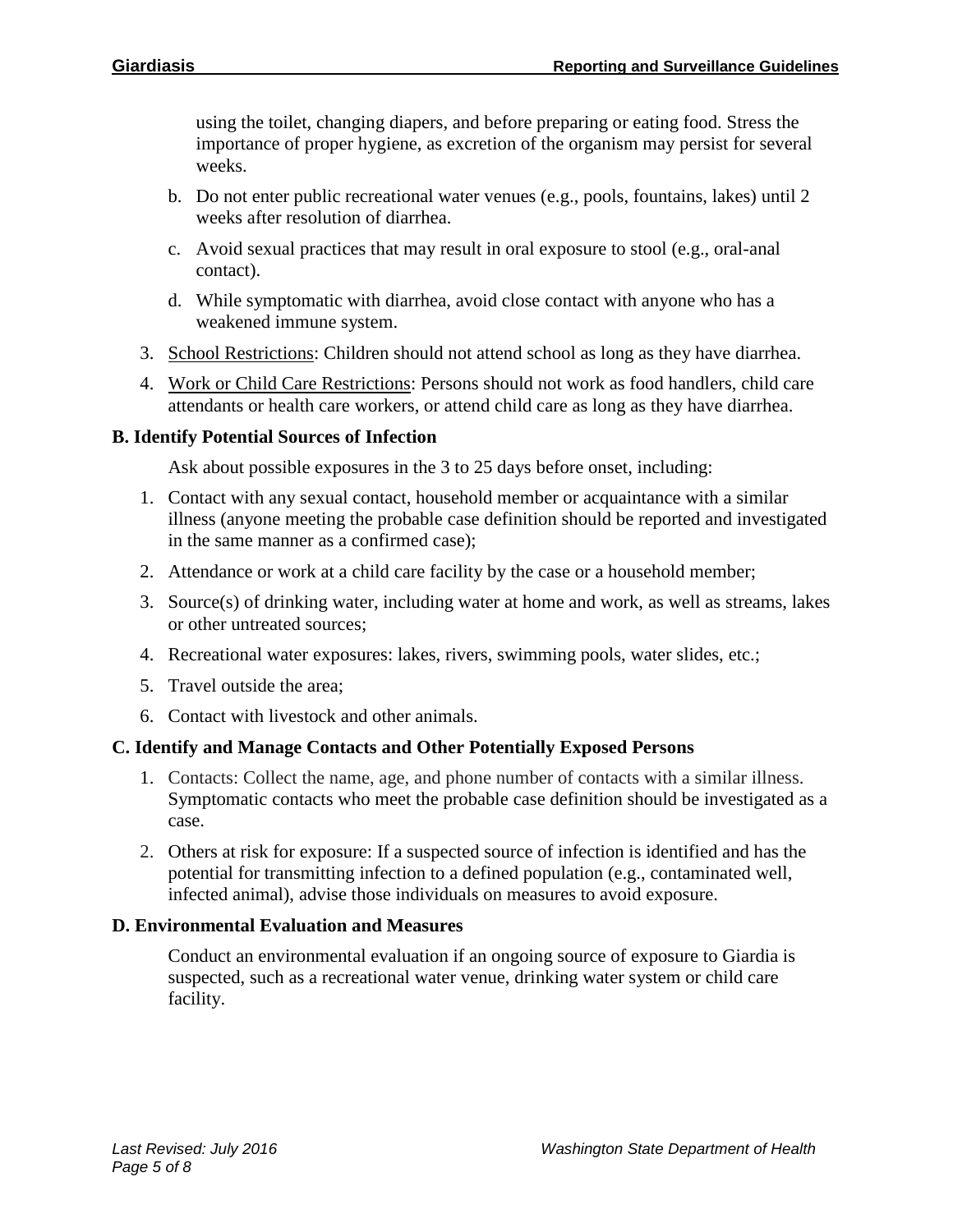using the toilet, changing diapers, and before preparing or eating food. Stress the importance of proper hygiene, as excretion of the organism may persist for several weeks.

   b. Do not enter public recreational water venues (e.g., pools, fountains, lakes) until 2 weeks after resolution of diarrhea.

   c. Avoid sexual practices that may result in oral exposure to stool (e.g., oral-anal contact).

   d. While symptomatic with diarrhea, avoid close contact with anyone who has a weakened immune system.

3. School Restrictions: Children should not attend school as long as they have diarrhea.

4. Work or Child Care Restrictions: Persons should not work as food handlers, child care attendants or health care workers, or attend child care as long as they have diarrhea.

### B. Identify Potential Sources of Infection

Ask about possible exposures in the 3 to 25 days before onset, including:

1. Contact with any sexual contact, household member or acquaintance with a similar illness (anyone meeting the probable case definition should be reported and investigated in the same manner as a confirmed case);
2. Attendance or work at a child care facility by the case or a household member;
3. Source(s) of drinking water, including water at home and work, as well as streams, lakes or other untreated sources;
4. Recreational water exposures: lakes, rivers, swimming pools, water slides, etc.;
5. Travel outside the area;
6. Contact with livestock and other animals.

### C. Identify and Manage Contacts and Other Potentially Exposed Persons

1. Contacts: Collect the name, age, and phone number of contacts with a similar illness. Symptomatic contacts who meet the probable case definition should be investigated as a case.
2. Others at risk for exposure: If a suspected source of infection is identified and has the potential for transmitting infection to a defined population (e.g., contaminated well, infected animal), advise those individuals on measures to avoid exposure.

### D. Environmental Evaluation and Measures

Conduct an environmental evaluation if an ongoing source of exposure to Giardia is suspected, such as a recreational water venue, drinking water system or child care facility.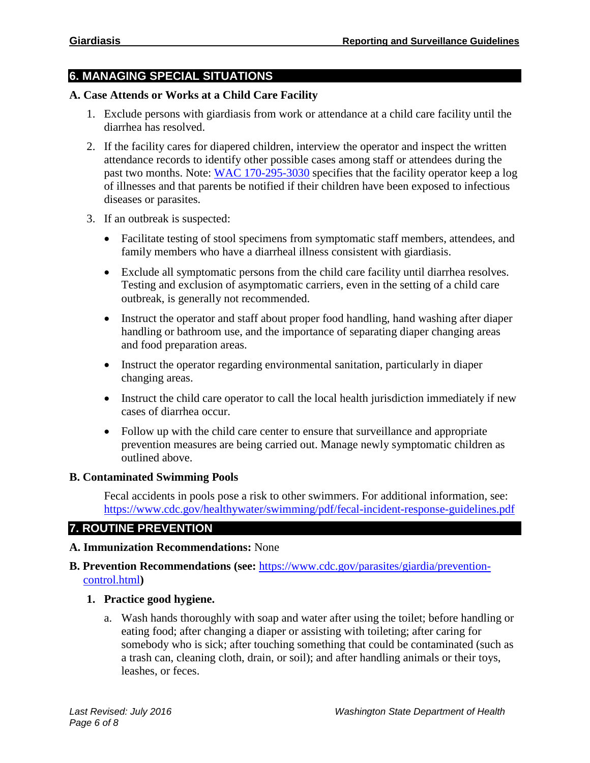## 6. MANAGING SPECIAL SITUATIONS

### A. Case Attends or Works at a Child Care Facility

1. Exclude persons with giardiasis from work or attendance at a child care facility until the diarrhea has resolved.
2. If the facility cares for diapered children, interview the operator and inspect the written attendance records to identify other possible cases among staff or attendees during the past two months. Note: [WAC 170-295-3030](WAC 170-295-3030) specifies that the facility operator keep a log of illnesses and that parents be notified if their children have been exposed to infectious diseases or parasites.
3. If an outbreak is suspected:
   - Facilitate testing of stool specimens from symptomatic staff members, attendees, and family members who have a diarrheal illness consistent with giardiasis.
   - Exclude all symptomatic persons from the child care facility until diarrhea resolves. Testing and exclusion of asymptomatic carriers, even in the setting of a child care outbreak, is generally not recommended.
   - Instruct the operator and staff about proper food handling, hand washing after diaper handling or bathroom use, and the importance of separating diaper changing areas and food preparation areas.
   - Instruct the operator regarding environmental sanitation, particularly in diaper changing areas.
   - Instruct the child care operator to call the local health jurisdiction immediately if new cases of diarrhea occur.
   - Follow up with the child care center to ensure that surveillance and appropriate prevention measures are being carried out. Manage newly symptomatic children as outlined above.

### B. Contaminated Swimming Pools

Fecal accidents in pools pose a risk to other swimmers. For additional information, see: https://www.cdc.gov/healthywater/swimming/pdf/fecal-incident-response-guidelines.pdf

## 7. ROUTINE PREVENTION

**A. Immunization Recommendations:** None

**B. Prevention Recommendations (see:** https://www.cdc.gov/parasites/giardia/prevention-control.html**)**

1. **Practice good hygiene.**
   a. Wash hands thoroughly with soap and water after using the toilet; before handling or eating food; after changing a diaper or assisting with toileting; after caring for somebody who is sick; after touching something that could be contaminated (such as a trash can, cleaning cloth, drain, or soil); and after handling animals or their toys, leashes, or feces.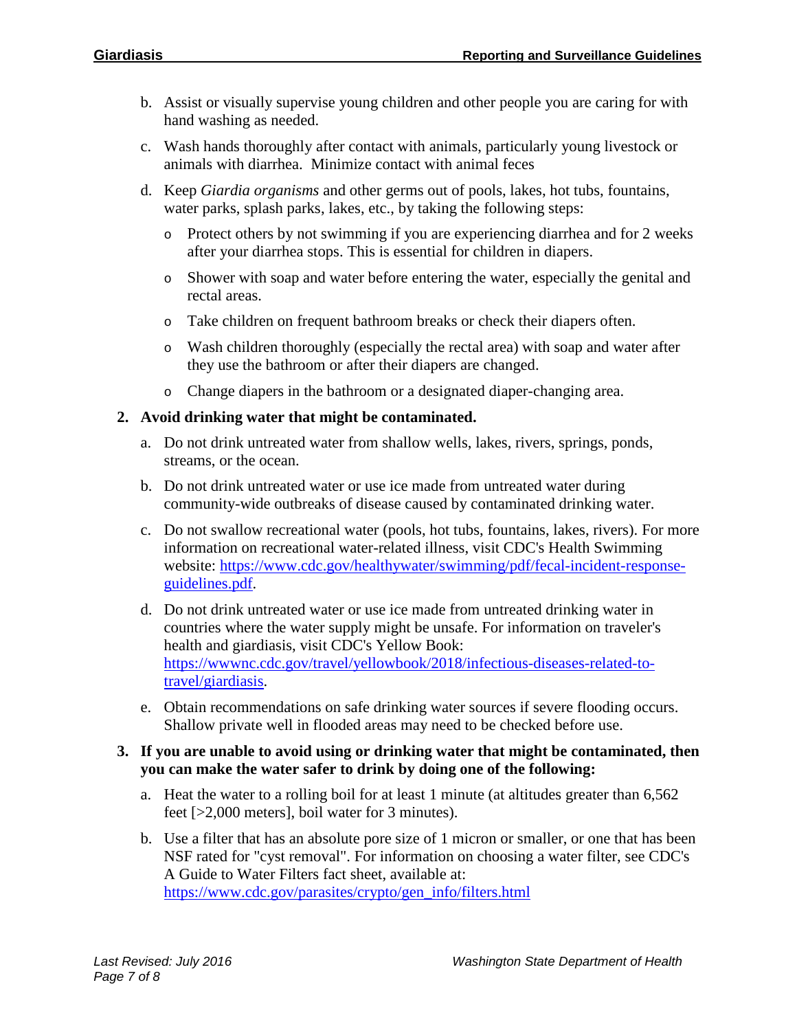b. Assist or visually supervise young children and other people you are caring for with hand washing as needed.

c. Wash hands thoroughly after contact with animals, particularly young livestock or animals with diarrhea. Minimize contact with animal feces

d. Keep *Giardia organisms* and other germs out of pools, lakes, hot tubs, fountains, water parks, splash parks, lakes, etc., by taking the following steps:

   - Protect others by not swimming if you are experiencing diarrhea and for 2 weeks after your diarrhea stops. This is essential for children in diapers.
   - Shower with soap and water before entering the water, especially the genital and rectal areas.
   - Take children on frequent bathroom breaks or check their diapers often.
   - Wash children thoroughly (especially the rectal area) with soap and water after they use the bathroom or after their diapers are changed.
   - Change diapers in the bathroom or a designated diaper-changing area.

**2. Avoid drinking water that might be contaminated.**

a. Do not drink untreated water from shallow wells, lakes, rivers, springs, ponds, streams, or the ocean.

b. Do not drink untreated water or use ice made from untreated water during community-wide outbreaks of disease caused by contaminated drinking water.

c. Do not swallow recreational water (pools, hot tubs, fountains, lakes, rivers). For more information on recreational water-related illness, visit CDC's Health Swimming website: [https://www.cdc.gov/healthywater/swimming/pdf/fecal-incident-response-guidelines.pdf](https://www.cdc.gov/healthywater/swimming/pdf/fecal-incident-response-guidelines.pdf).

d. Do not drink untreated water or use ice made from untreated drinking water in countries where the water supply might be unsafe. For information on traveler's health and giardiasis, visit CDC's Yellow Book: [https://wwwnc.cdc.gov/travel/yellowbook/2018/infectious-diseases-related-to-travel/giardiasis](https://wwwnc.cdc.gov/travel/yellowbook/2018/infectious-diseases-related-to-travel/giardiasis).

e. Obtain recommendations on safe drinking water sources if severe flooding occurs. Shallow private well in flooded areas may need to be checked before use.

**3. If you are unable to avoid using or drinking water that might be contaminated, then you can make the water safer to drink by doing one of the following:**

a. Heat the water to a rolling boil for at least 1 minute (at altitudes greater than 6,562 feet [>2,000 meters], boil water for 3 minutes).

b. Use a filter that has an absolute pore size of 1 micron or smaller, or one that has been NSF rated for "cyst removal". For information on choosing a water filter, see CDC's A Guide to Water Filters fact sheet, available at: [https://www.cdc.gov/parasites/crypto/gen_info/filters.html](https://www.cdc.gov/parasites/crypto/gen_info/filters.html)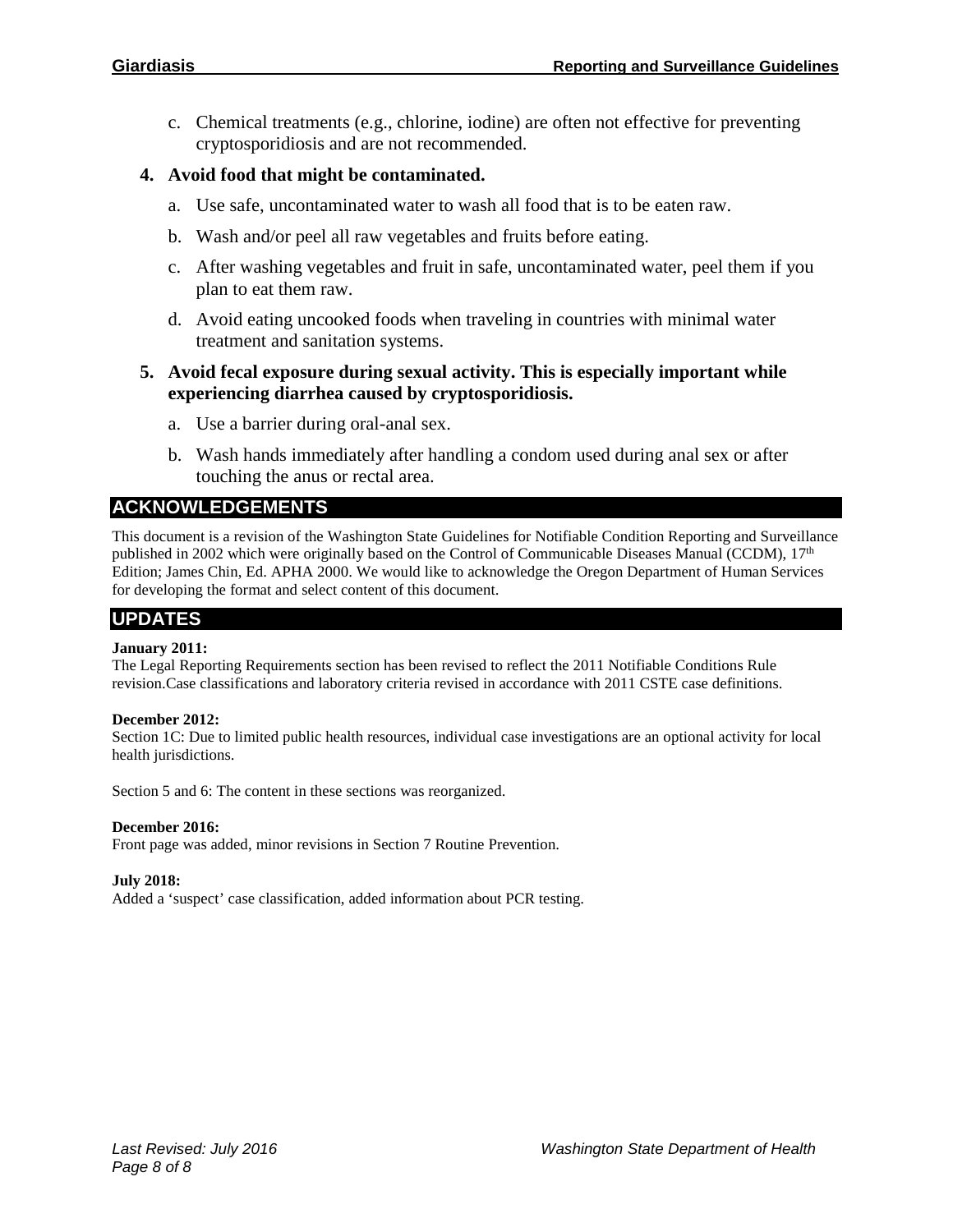c. Chemical treatments (e.g., chlorine, iodine) are often not effective for preventing cryptosporidiosis and are not recommended.

4. **Avoid food that might be contaminated.**

   a. Use safe, uncontaminated water to wash all food that is to be eaten raw.

   b. Wash and/or peel all raw vegetables and fruits before eating.

   c. After washing vegetables and fruit in safe, uncontaminated water, peel them if you plan to eat them raw.

   d. Avoid eating uncooked foods when traveling in countries with minimal water treatment and sanitation systems.

5. **Avoid fecal exposure during sexual activity. This is especially important while experiencing diarrhea caused by cryptosporidiosis.**

   a. Use a barrier during oral-anal sex.

   b. Wash hands immediately after handling a condom used during anal sex or after touching the anus or rectal area.

## ACKNOWLEDGEMENTS

This document is a revision of the Washington State Guidelines for Notifiable Condition Reporting and Surveillance published in 2002 which were originally based on the Control of Communicable Diseases Manual (CCDM), 17th Edition; James Chin, Ed. APHA 2000. We would like to acknowledge the Oregon Department of Human Services for developing the format and select content of this document.

## UPDATES

**January 2011:**
The Legal Reporting Requirements section has been revised to reflect the 2011 Notifiable Conditions Rule revision.Case classifications and laboratory criteria revised in accordance with 2011 CSTE case definitions.

**December 2012:**
Section 1C: Due to limited public health resources, individual case investigations are an optional activity for local health jurisdictions.

Section 5 and 6: The content in these sections was reorganized.

**December 2016:**
Front page was added, minor revisions in Section 7 Routine Prevention.

**July 2018:**
Added a 'suspect' case classification, added information about PCR testing.